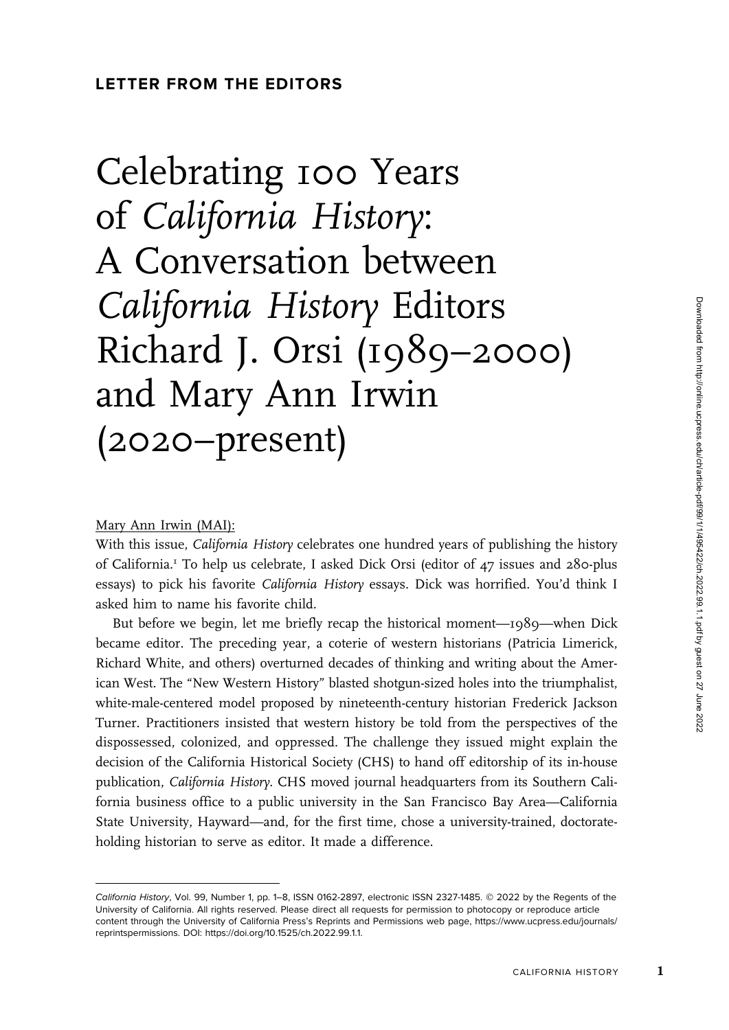**LETTER FROM THE EDITORS**

# Celebrating 100 Years of *California History*: A Conversation between *California History* Editors Richard J. Orsi (1989–2000) and Mary Ann Irwin (2020–present)

Mary Ann Irwin (MAI):

With this issue, *California History* celebrates one hundred years of publishing the history of California.[1] To help us celebrate, I asked Dick Orsi (editor of 47 issues and 280-plus essays) to pick his favorite *California History* essays. Dick was horrified. You'd think I asked him to name his favorite child.

But before we begin, let me briefly recap the historical moment—1989—when Dick became editor. The preceding year, a coterie of western historians (Patricia Limerick, Richard White, and others) overturned decades of thinking and writing about the American West. The "New Western History" blasted shotgun-sized holes into the triumphalist, white-male-centered model proposed by nineteenth-century historian Frederick Jackson Turner. Practitioners insisted that western history be told from the perspectives of the dispossessed, colonized, and oppressed. The challenge they issued might explain the decision of the California Historical Society (CHS) to hand off editorship of its in-house publication, *California History*. CHS moved journal headquarters from its Southern California business office to a public university in the San Francisco Bay Area—California State University, Hayward—and, for the first time, chose a university-trained, doctorate-holding historian to serve as editor. It made a difference.

---

*California History*, Vol. 99, Number 1, pp. 1–8, ISSN 0162-2897, electronic ISSN 2327-1485. © 2022 by the Regents of the University of California. All rights reserved. Please direct all requests for permission to photocopy or reproduce article content through the University of California Press's Reprints and Permissions web page, https://www.ucpress.edu/journals/reprintspermissions. DOI: https://doi.org/10.1525/ch.2022.99.1.1.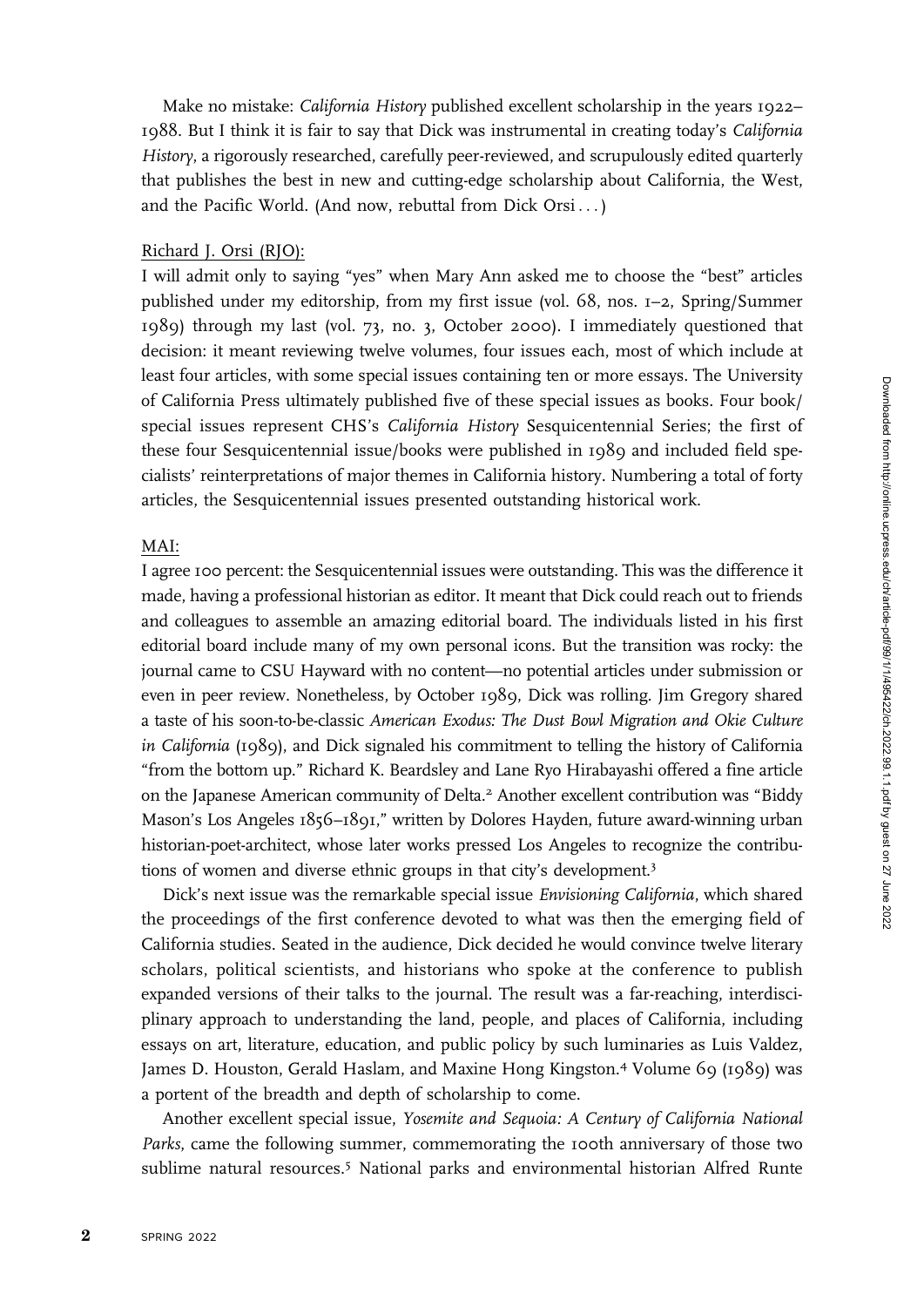Make no mistake: *California History* published excellent scholarship in the years 1922–1988. But I think it is fair to say that Dick was instrumental in creating today's *California History*, a rigorously researched, carefully peer-reviewed, and scrupulously edited quarterly that publishes the best in new and cutting-edge scholarship about California, the West, and the Pacific World. (And now, rebuttal from Dick Orsi . . .)

Richard J. Orsi (RJO):

I will admit only to saying "yes" when Mary Ann asked me to choose the "best" articles published under my editorship, from my first issue (vol. 68, nos. 1–2, Spring/Summer 1989) through my last (vol. 73, no. 3, October 2000). I immediately questioned that decision: it meant reviewing twelve volumes, four issues each, most of which include at least four articles, with some special issues containing ten or more essays. The University of California Press ultimately published five of these special issues as books. Four book/special issues represent CHS's *California History* Sesquicentennial Series; the first of these four Sesquicentennial issue/books were published in 1989 and included field specialists' reinterpretations of major themes in California history. Numbering a total of forty articles, the Sesquicentennial issues presented outstanding historical work.

MAI:

I agree 100 percent: the Sesquicentennial issues were outstanding. This was the difference it made, having a professional historian as editor. It meant that Dick could reach out to friends and colleagues to assemble an amazing editorial board. The individuals listed in his first editorial board include many of my own personal icons. But the transition was rocky: the journal came to CSU Hayward with no content—no potential articles under submission or even in peer review. Nonetheless, by October 1989, Dick was rolling. Jim Gregory shared a taste of his soon-to-be-classic *American Exodus: The Dust Bowl Migration and Okie Culture in California* (1989), and Dick signaled his commitment to telling the history of California "from the bottom up." Richard K. Beardsley and Lane Ryo Hirabayashi offered a fine article on the Japanese American community of Delta.[2] Another excellent contribution was "Biddy Mason's Los Angeles 1856–1891," written by Dolores Hayden, future award-winning urban historian-poet-architect, whose later works pressed Los Angeles to recognize the contributions of women and diverse ethnic groups in that city's development.[3]

Dick's next issue was the remarkable special issue *Envisioning California*, which shared the proceedings of the first conference devoted to what was then the emerging field of California studies. Seated in the audience, Dick decided he would convince twelve literary scholars, political scientists, and historians who spoke at the conference to publish expanded versions of their talks to the journal. The result was a far-reaching, interdisciplinary approach to understanding the land, people, and places of California, including essays on art, literature, education, and public policy by such luminaries as Luis Valdez, James D. Houston, Gerald Haslam, and Maxine Hong Kingston.[4] Volume 69 (1989) was a portent of the breadth and depth of scholarship to come.

Another excellent special issue, *Yosemite and Sequoia: A Century of California National Parks*, came the following summer, commemorating the 100th anniversary of those two sublime natural resources.[5] National parks and environmental historian Alfred Runte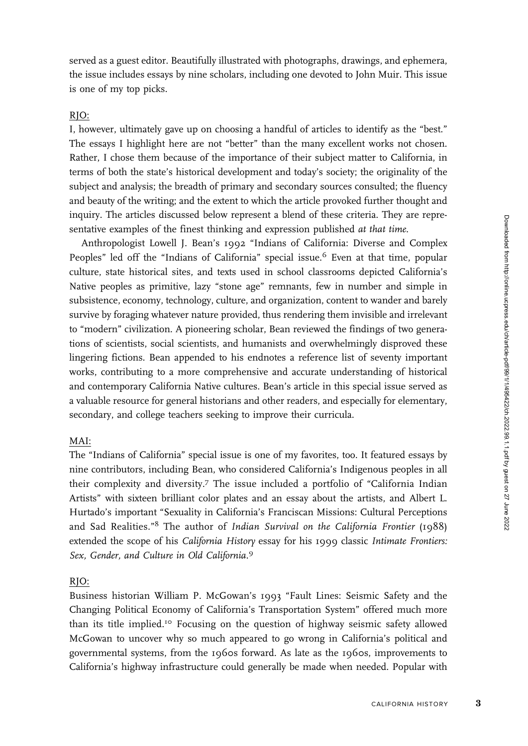served as a guest editor. Beautifully illustrated with photographs, drawings, and ephemera, the issue includes essays by nine scholars, including one devoted to John Muir. This issue is one of my top picks.

RJO:

I, however, ultimately gave up on choosing a handful of articles to identify as the "best." The essays I highlight here are not "better" than the many excellent works not chosen. Rather, I chose them because of the importance of their subject matter to California, in terms of both the state's historical development and today's society; the originality of the subject and analysis; the breadth of primary and secondary sources consulted; the fluency and beauty of the writing; and the extent to which the article provoked further thought and inquiry. The articles discussed below represent a blend of these criteria. They are representative examples of the finest thinking and expression published *at that time*.

Anthropologist Lowell J. Bean's 1992 "Indians of California: Diverse and Complex Peoples" led off the "Indians of California" special issue.[6] Even at that time, popular culture, state historical sites, and texts used in school classrooms depicted California's Native peoples as primitive, lazy "stone age" remnants, few in number and simple in subsistence, economy, technology, culture, and organization, content to wander and barely survive by foraging whatever nature provided, thus rendering them invisible and irrelevant to "modern" civilization. A pioneering scholar, Bean reviewed the findings of two generations of scientists, social scientists, and humanists and overwhelmingly disproved these lingering fictions. Bean appended to his endnotes a reference list of seventy important works, contributing to a more comprehensive and accurate understanding of historical and contemporary California Native cultures. Bean's article in this special issue served as a valuable resource for general historians and other readers, and especially for elementary, secondary, and college teachers seeking to improve their curricula.

MAI:

The "Indians of California" special issue is one of my favorites, too. It featured essays by nine contributors, including Bean, who considered California's Indigenous peoples in all their complexity and diversity.[7] The issue included a portfolio of "California Indian Artists" with sixteen brilliant color plates and an essay about the artists, and Albert L. Hurtado's important "Sexuality in California's Franciscan Missions: Cultural Perceptions and Sad Realities."[8] The author of *Indian Survival on the California Frontier* (1988) extended the scope of his *California History* essay for his 1999 classic *Intimate Frontiers: Sex, Gender, and Culture in Old California*.[9]

RJO:

Business historian William P. McGowan's 1993 "Fault Lines: Seismic Safety and the Changing Political Economy of California's Transportation System" offered much more than its title implied.[10] Focusing on the question of highway seismic safety allowed McGowan to uncover why so much appeared to go wrong in California's political and governmental systems, from the 1960s forward. As late as the 1960s, improvements to California's highway infrastructure could generally be made when needed. Popular with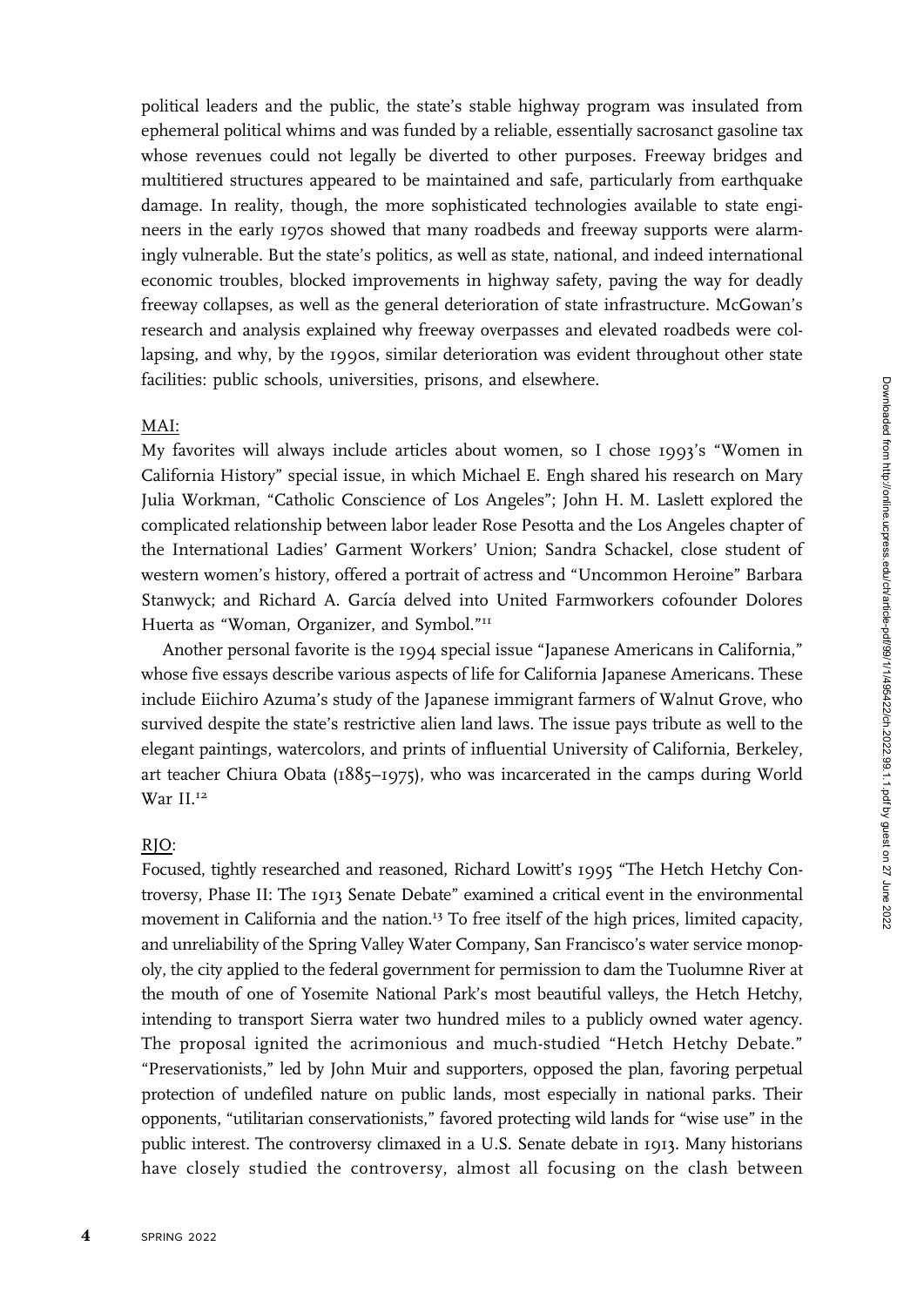political leaders and the public, the state's stable highway program was insulated from ephemeral political whims and was funded by a reliable, essentially sacrosanct gasoline tax whose revenues could not legally be diverted to other purposes. Freeway bridges and multitiered structures appeared to be maintained and safe, particularly from earthquake damage. In reality, though, the more sophisticated technologies available to state engineers in the early 1970s showed that many roadbeds and freeway supports were alarmingly vulnerable. But the state's politics, as well as state, national, and indeed international economic troubles, blocked improvements in highway safety, paving the way for deadly freeway collapses, as well as the general deterioration of state infrastructure. McGowan's research and analysis explained why freeway overpasses and elevated roadbeds were collapsing, and why, by the 1990s, similar deterioration was evident throughout other state facilities: public schools, universities, prisons, and elsewhere.

MAI:

My favorites will always include articles about women, so I chose 1993's "Women in California History" special issue, in which Michael E. Engh shared his research on Mary Julia Workman, "Catholic Conscience of Los Angeles"; John H. M. Laslett explored the complicated relationship between labor leader Rose Pesotta and the Los Angeles chapter of the International Ladies' Garment Workers' Union; Sandra Schackel, close student of western women's history, offered a portrait of actress and "Uncommon Heroine" Barbara Stanwyck; and Richard A. García delved into United Farmworkers cofounder Dolores Huerta as "Woman, Organizer, and Symbol."[11]

Another personal favorite is the 1994 special issue "Japanese Americans in California," whose five essays describe various aspects of life for California Japanese Americans. These include Eiichiro Azuma's study of the Japanese immigrant farmers of Walnut Grove, who survived despite the state's restrictive alien land laws. The issue pays tribute as well to the elegant paintings, watercolors, and prints of influential University of California, Berkeley, art teacher Chiura Obata (1885–1975), who was incarcerated in the camps during World War II.[12]

RJO:

Focused, tightly researched and reasoned, Richard Lowitt's 1995 "The Hetch Hetchy Controversy, Phase II: The 1913 Senate Debate" examined a critical event in the environmental movement in California and the nation.[13] To free itself of the high prices, limited capacity, and unreliability of the Spring Valley Water Company, San Francisco's water service monopoly, the city applied to the federal government for permission to dam the Tuolumne River at the mouth of one of Yosemite National Park's most beautiful valleys, the Hetch Hetchy, intending to transport Sierra water two hundred miles to a publicly owned water agency. The proposal ignited the acrimonious and much-studied "Hetch Hetchy Debate." "Preservationists," led by John Muir and supporters, opposed the plan, favoring perpetual protection of undefiled nature on public lands, most especially in national parks. Their opponents, "utilitarian conservationists," favored protecting wild lands for "wise use" in the public interest. The controversy climaxed in a U.S. Senate debate in 1913. Many historians have closely studied the controversy, almost all focusing on the clash between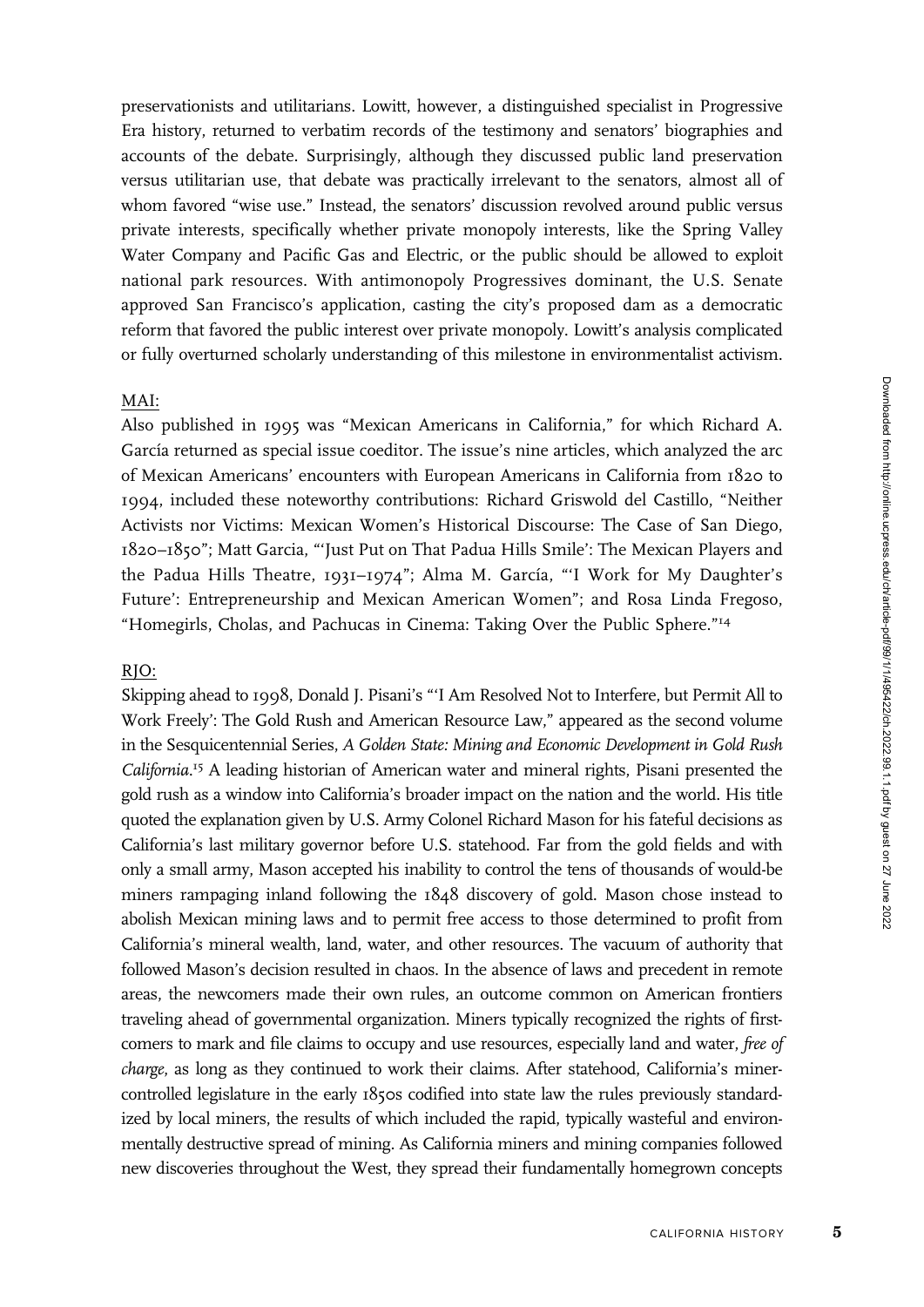preservationists and utilitarians. Lowitt, however, a distinguished specialist in Progressive Era history, returned to verbatim records of the testimony and senators' biographies and accounts of the debate. Surprisingly, although they discussed public land preservation versus utilitarian use, that debate was practically irrelevant to the senators, almost all of whom favored "wise use." Instead, the senators' discussion revolved around public versus private interests, specifically whether private monopoly interests, like the Spring Valley Water Company and Pacific Gas and Electric, or the public should be allowed to exploit national park resources. With antimonopoly Progressives dominant, the U.S. Senate approved San Francisco's application, casting the city's proposed dam as a democratic reform that favored the public interest over private monopoly. Lowitt's analysis complicated or fully overturned scholarly understanding of this milestone in environmentalist activism.

MAI:

Also published in 1995 was "Mexican Americans in California," for which Richard A. García returned as special issue coeditor. The issue's nine articles, which analyzed the arc of Mexican Americans' encounters with European Americans in California from 1820 to 1994, included these noteworthy contributions: Richard Griswold del Castillo, "Neither Activists nor Victims: Mexican Women's Historical Discourse: The Case of San Diego, 1820–1850"; Matt Garcia, "'Just Put on That Padua Hills Smile': The Mexican Players and the Padua Hills Theatre, 1931–1974"; Alma M. García, "'I Work for My Daughter's Future': Entrepreneurship and Mexican American Women"; and Rosa Linda Fregoso, "Homegirls, Cholas, and Pachucas in Cinema: Taking Over the Public Sphere."[14]

RJO:

Skipping ahead to 1998, Donald J. Pisani's "'I Am Resolved Not to Interfere, but Permit All to Work Freely': The Gold Rush and American Resource Law," appeared as the second volume in the Sesquicentennial Series, *A Golden State: Mining and Economic Development in Gold Rush California*.[15] A leading historian of American water and mineral rights, Pisani presented the gold rush as a window into California's broader impact on the nation and the world. His title quoted the explanation given by U.S. Army Colonel Richard Mason for his fateful decisions as California's last military governor before U.S. statehood. Far from the gold fields and with only a small army, Mason accepted his inability to control the tens of thousands of would-be miners rampaging inland following the 1848 discovery of gold. Mason chose instead to abolish Mexican mining laws and to permit free access to those determined to profit from California's mineral wealth, land, water, and other resources. The vacuum of authority that followed Mason's decision resulted in chaos. In the absence of laws and precedent in remote areas, the newcomers made their own rules, an outcome common on American frontiers traveling ahead of governmental organization. Miners typically recognized the rights of first-comers to mark and file claims to occupy and use resources, especially land and water, *free of charge*, as long as they continued to work their claims. After statehood, California's miner-controlled legislature in the early 1850s codified into state law the rules previously standardized by local miners, the results of which included the rapid, typically wasteful and environmentally destructive spread of mining. As California miners and mining companies followed new discoveries throughout the West, they spread their fundamentally homegrown concepts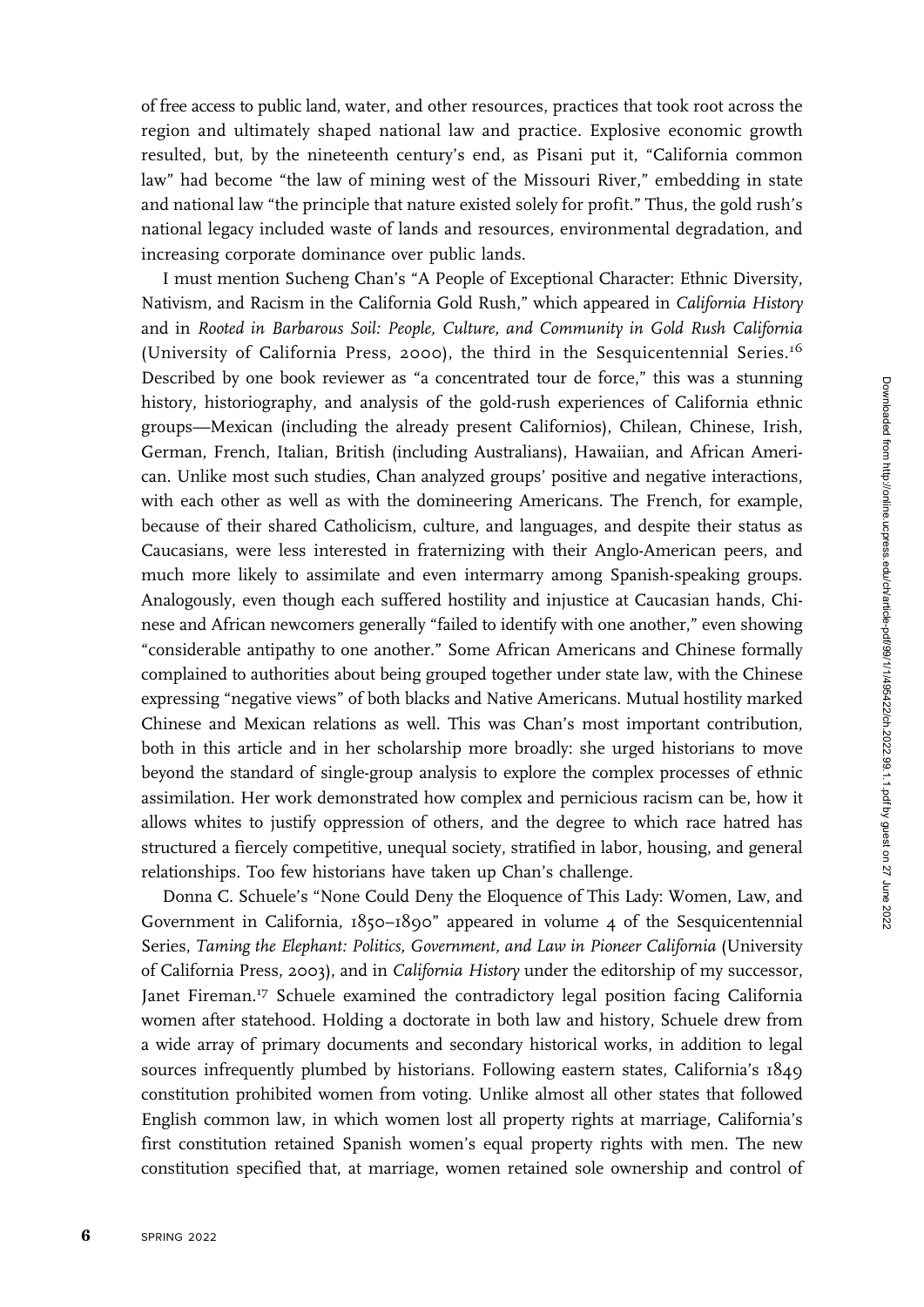of free access to public land, water, and other resources, practices that took root across the region and ultimately shaped national law and practice. Explosive economic growth resulted, but, by the nineteenth century's end, as Pisani put it, "California common law" had become "the law of mining west of the Missouri River," embedding in state and national law "the principle that nature existed solely for profit." Thus, the gold rush's national legacy included waste of lands and resources, environmental degradation, and increasing corporate dominance over public lands.

I must mention Sucheng Chan's "A People of Exceptional Character: Ethnic Diversity, Nativism, and Racism in the California Gold Rush," which appeared in *California History* and in *Rooted in Barbarous Soil: People, Culture, and Community in Gold Rush California* (University of California Press, 2000), the third in the Sesquicentennial Series.[16] Described by one book reviewer as "a concentrated tour de force," this was a stunning history, historiography, and analysis of the gold-rush experiences of California ethnic groups—Mexican (including the already present Californios), Chilean, Chinese, Irish, German, French, Italian, British (including Australians), Hawaiian, and African American. Unlike most such studies, Chan analyzed groups' positive and negative interactions, with each other as well as with the domineering Americans. The French, for example, because of their shared Catholicism, culture, and languages, and despite their status as Caucasians, were less interested in fraternizing with their Anglo-American peers, and much more likely to assimilate and even intermarry among Spanish-speaking groups. Analogously, even though each suffered hostility and injustice at Caucasian hands, Chinese and African newcomers generally "failed to identify with one another," even showing "considerable antipathy to one another." Some African Americans and Chinese formally complained to authorities about being grouped together under state law, with the Chinese expressing "negative views" of both blacks and Native Americans. Mutual hostility marked Chinese and Mexican relations as well. This was Chan's most important contribution, both in this article and in her scholarship more broadly: she urged historians to move beyond the standard of single-group analysis to explore the complex processes of ethnic assimilation. Her work demonstrated how complex and pernicious racism can be, how it allows whites to justify oppression of others, and the degree to which race hatred has structured a fiercely competitive, unequal society, stratified in labor, housing, and general relationships. Too few historians have taken up Chan's challenge.

Donna C. Schuele's "None Could Deny the Eloquence of This Lady: Women, Law, and Government in California, 1850–1890" appeared in volume 4 of the Sesquicentennial Series, *Taming the Elephant: Politics, Government, and Law in Pioneer California* (University of California Press, 2003), and in *California History* under the editorship of my successor, Janet Fireman.[17] Schuele examined the contradictory legal position facing California women after statehood. Holding a doctorate in both law and history, Schuele drew from a wide array of primary documents and secondary historical works, in addition to legal sources infrequently plumbed by historians. Following eastern states, California's 1849 constitution prohibited women from voting. Unlike almost all other states that followed English common law, in which women lost all property rights at marriage, California's first constitution retained Spanish women's equal property rights with men. The new constitution specified that, at marriage, women retained sole ownership and control of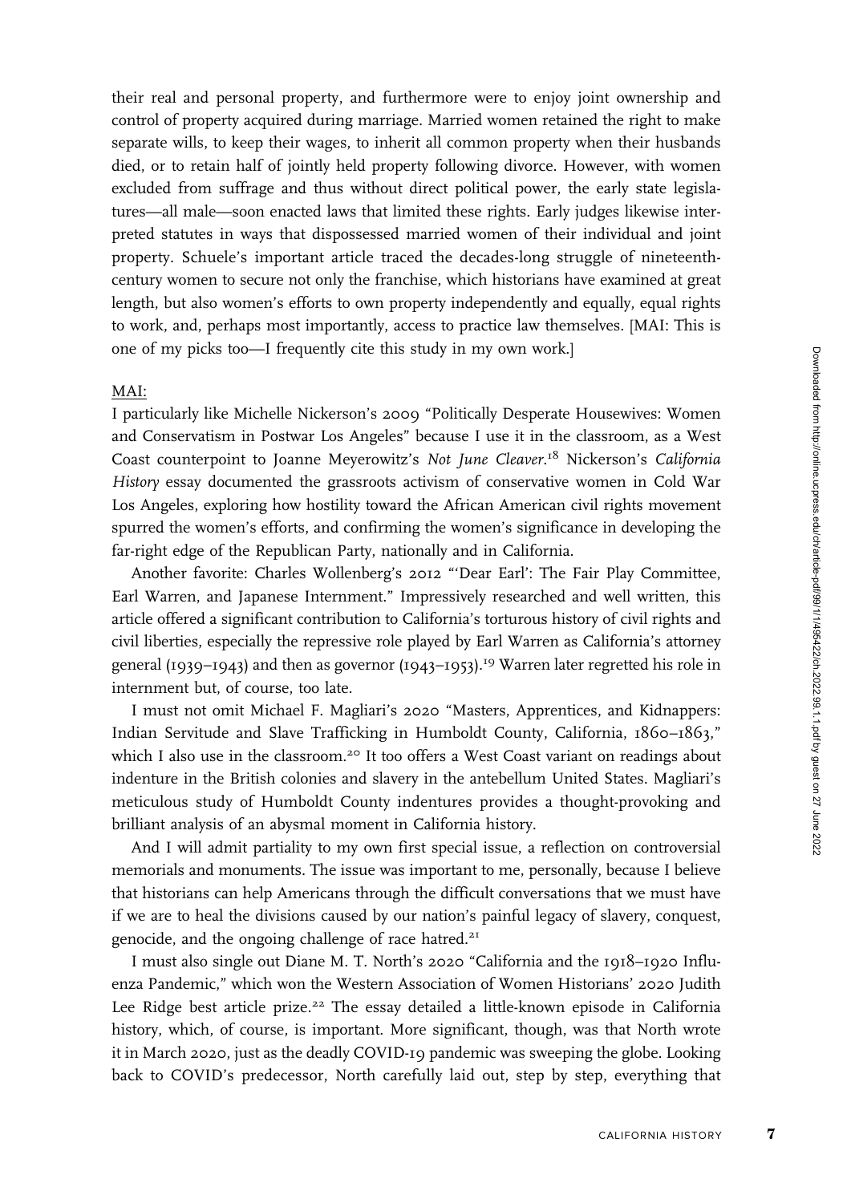their real and personal property, and furthermore were to enjoy joint ownership and control of property acquired during marriage. Married women retained the right to make separate wills, to keep their wages, to inherit all common property when their husbands died, or to retain half of jointly held property following divorce. However, with women excluded from suffrage and thus without direct political power, the early state legislatures—all male—soon enacted laws that limited these rights. Early judges likewise interpreted statutes in ways that dispossessed married women of their individual and joint property. Schuele's important article traced the decades-long struggle of nineteenth-century women to secure not only the franchise, which historians have examined at great length, but also women's efforts to own property independently and equally, equal rights to work, and, perhaps most importantly, access to practice law themselves. [MAI: This is one of my picks too—I frequently cite this study in my own work.]

MAI:

I particularly like Michelle Nickerson's 2009 "Politically Desperate Housewives: Women and Conservatism in Postwar Los Angeles" because I use it in the classroom, as a West Coast counterpoint to Joanne Meyerowitz's *Not June Cleaver*.[18] Nickerson's *California History* essay documented the grassroots activism of conservative women in Cold War Los Angeles, exploring how hostility toward the African American civil rights movement spurred the women's efforts, and confirming the women's significance in developing the far-right edge of the Republican Party, nationally and in California.

Another favorite: Charles Wollenberg's 2012 "'Dear Earl': The Fair Play Committee, Earl Warren, and Japanese Internment." Impressively researched and well written, this article offered a significant contribution to California's torturous history of civil rights and civil liberties, especially the repressive role played by Earl Warren as California's attorney general (1939–1943) and then as governor (1943–1953).[19] Warren later regretted his role in internment but, of course, too late.

I must not omit Michael F. Magliari's 2020 "Masters, Apprentices, and Kidnappers: Indian Servitude and Slave Trafficking in Humboldt County, California, 1860–1863," which I also use in the classroom.[20] It too offers a West Coast variant on readings about indenture in the British colonies and slavery in the antebellum United States. Magliari's meticulous study of Humboldt County indentures provides a thought-provoking and brilliant analysis of an abysmal moment in California history.

And I will admit partiality to my own first special issue, a reflection on controversial memorials and monuments. The issue was important to me, personally, because I believe that historians can help Americans through the difficult conversations that we must have if we are to heal the divisions caused by our nation's painful legacy of slavery, conquest, genocide, and the ongoing challenge of race hatred.[21]

I must also single out Diane M. T. North's 2020 "California and the 1918–1920 Influenza Pandemic," which won the Western Association of Women Historians' 2020 Judith Lee Ridge best article prize.[22] The essay detailed a little-known episode in California history, which, of course, is important. More significant, though, was that North wrote it in March 2020, just as the deadly COVID-19 pandemic was sweeping the globe. Looking back to COVID's predecessor, North carefully laid out, step by step, everything that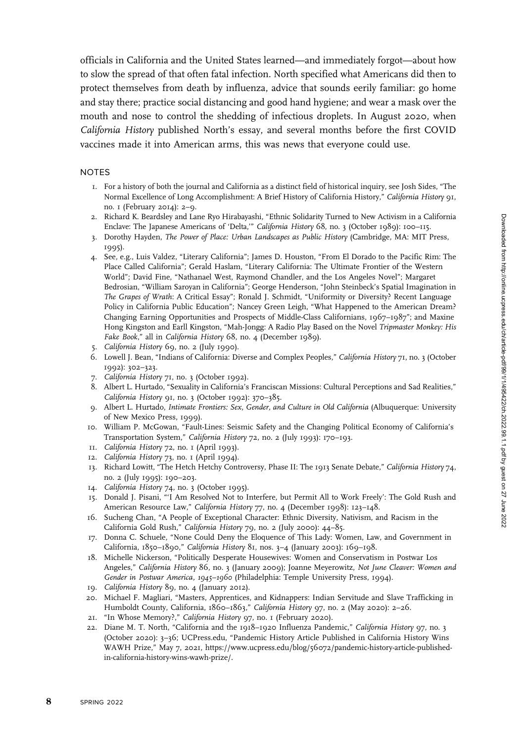officials in California and the United States learned—and immediately forgot—about how to slow the spread of that often fatal infection. North specified what Americans did then to protect themselves from death by influenza, advice that sounds eerily familiar: go home and stay there; practice social distancing and good hand hygiene; and wear a mask over the mouth and nose to control the shedding of infectious droplets. In August 2020, when *California History* published North's essay, and several months before the first COVID vaccines made it into American arms, this was news that everyone could use.

## NOTES

1. For a history of both the journal and California as a distinct field of historical inquiry, see Josh Sides, "The Normal Excellence of Long Accomplishment: A Brief History of California History," *California History* 91, no. 1 (February 2014): 2–9.
2. Richard K. Beardsley and Lane Ryo Hirabayashi, "Ethnic Solidarity Turned to New Activism in a California Enclave: The Japanese Americans of 'Delta,'" *California History* 68, no. 3 (October 1989): 100–115.
3. Dorothy Hayden, *The Power of Place: Urban Landscapes as Public History* (Cambridge, MA: MIT Press, 1995).
4. See, e.g., Luis Valdez, "Literary California"; James D. Houston, "From El Dorado to the Pacific Rim: The Place Called California"; Gerald Haslam, "Literary California: The Ultimate Frontier of the Western World"; David Fine, "Nathanael West, Raymond Chandler, and the Los Angeles Novel"; Margaret Bedrosian, "William Saroyan in California"; George Henderson, "John Steinbeck's Spatial Imagination in *The Grapes of Wrath*: A Critical Essay"; Ronald J. Schmidt, "Uniformity or Diversity? Recent Language Policy in California Public Education"; Nancey Green Leigh, "What Happened to the American Dream? Changing Earning Opportunities and Prospects of Middle-Class Californians, 1967–1987"; and Maxine Hong Kingston and Earll Kingston, "Mah-Jongg: A Radio Play Based on the Novel *Tripmaster Monkey: His Fake Book*," all in *California History* 68, no. 4 (December 1989).
5. *California History* 69, no. 2 (July 1990).
6. Lowell J. Bean, "Indians of California: Diverse and Complex Peoples," *California History* 71, no. 3 (October 1992): 302–323.
7. *California History* 71, no. 3 (October 1992).
8. Albert L. Hurtado, "Sexuality in California's Franciscan Missions: Cultural Perceptions and Sad Realities," *California History* 91, no. 3 (October 1992): 370–385.
9. Albert L. Hurtado, *Intimate Frontiers: Sex, Gender, and Culture in Old California* (Albuquerque: University of New Mexico Press, 1999).
10. William P. McGowan, "Fault-Lines: Seismic Safety and the Changing Political Economy of California's Transportation System," *California History* 72, no. 2 (July 1993): 170–193.
11. *California History* 72, no. 1 (April 1993).
12. *California History* 73, no. 1 (April 1994).
13. Richard Lowitt, "The Hetch Hetchy Controversy, Phase II: The 1913 Senate Debate," *California History* 74, no. 2 (July 1995): 190–203.
14. *California History* 74, no. 3 (October 1995).
15. Donald J. Pisani, "'I Am Resolved Not to Interfere, but Permit All to Work Freely': The Gold Rush and American Resource Law," *California History* 77, no. 4 (December 1998): 123–148.
16. Sucheng Chan, "A People of Exceptional Character: Ethnic Diversity, Nativism, and Racism in the California Gold Rush," *California History* 79, no. 2 (July 2000): 44–85.
17. Donna C. Schuele, "None Could Deny the Eloquence of This Lady: Women, Law, and Government in California, 1850–1890," *California History* 81, nos. 3–4 (January 2003): 169–198.
18. Michelle Nickerson, "Politically Desperate Housewives: Women and Conservatism in Postwar Los Angeles," *California History* 86, no. 3 (January 2009); Joanne Meyerowitz, *Not June Cleaver: Women and Gender in Postwar America, 1945–1960* (Philadelphia: Temple University Press, 1994).
19. *California History* 89, no. 4 (January 2012).
20. Michael F. Magliari, "Masters, Apprentices, and Kidnappers: Indian Servitude and Slave Trafficking in Humboldt County, California, 1860–1863," *California History* 97, no. 2 (May 2020): 2–26.
21. "In Whose Memory?," *California History* 97, no. 1 (February 2020).
22. Diane M. T. North, "California and the 1918–1920 Influenza Pandemic," *California History* 97, no. 3 (October 2020): 3–36; UCPress.edu, "Pandemic History Article Published in California History Wins WAWH Prize," May 7, 2021, https://www.ucpress.edu/blog/56072/pandemic-history-article-published-in-california-history-wins-wawh-prize/.